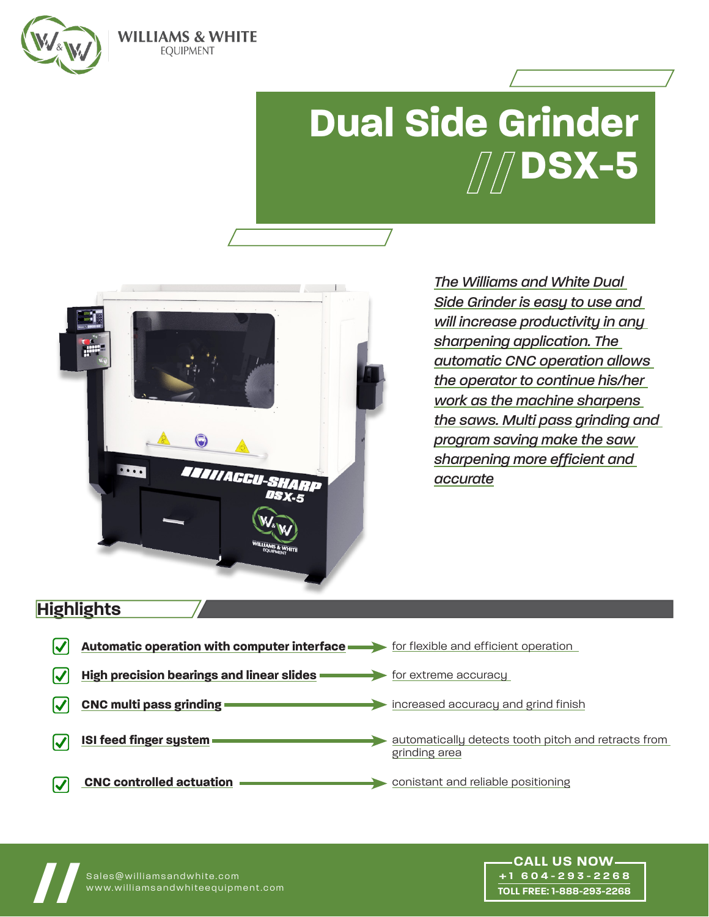WILLIAMS & WHITE
EQUIPMENT

# Dual Side Grinder //DSX-5

*The Williams and White Dual Side Grinder is easy to use and will increase productivity in any sharpening application. The automatic CNC operation allows the operator to continue his/her work as the machine sharpens the saws. Multi pass grinding and program saving make the saw sharpening more efficient and accurate*

## Highlights

- **Automatic operation with computer interface** → for flexible and efficient operation
- **High precision bearings and linear slides** → for extreme accuracy
- **CNC multi pass grinding** → increased accuracy and grind finish
- **ISI feed finger system** → automatically detects tooth pitch and retracts from grinding area
- **CNC controlled actuation** → conistant and reliable positioning

Sales@williamsandwhite.com
www.williamsandwhiteequipment.com

**CALL US NOW**
+1 604-293-2268
TOLL FREE: 1-888-293-2268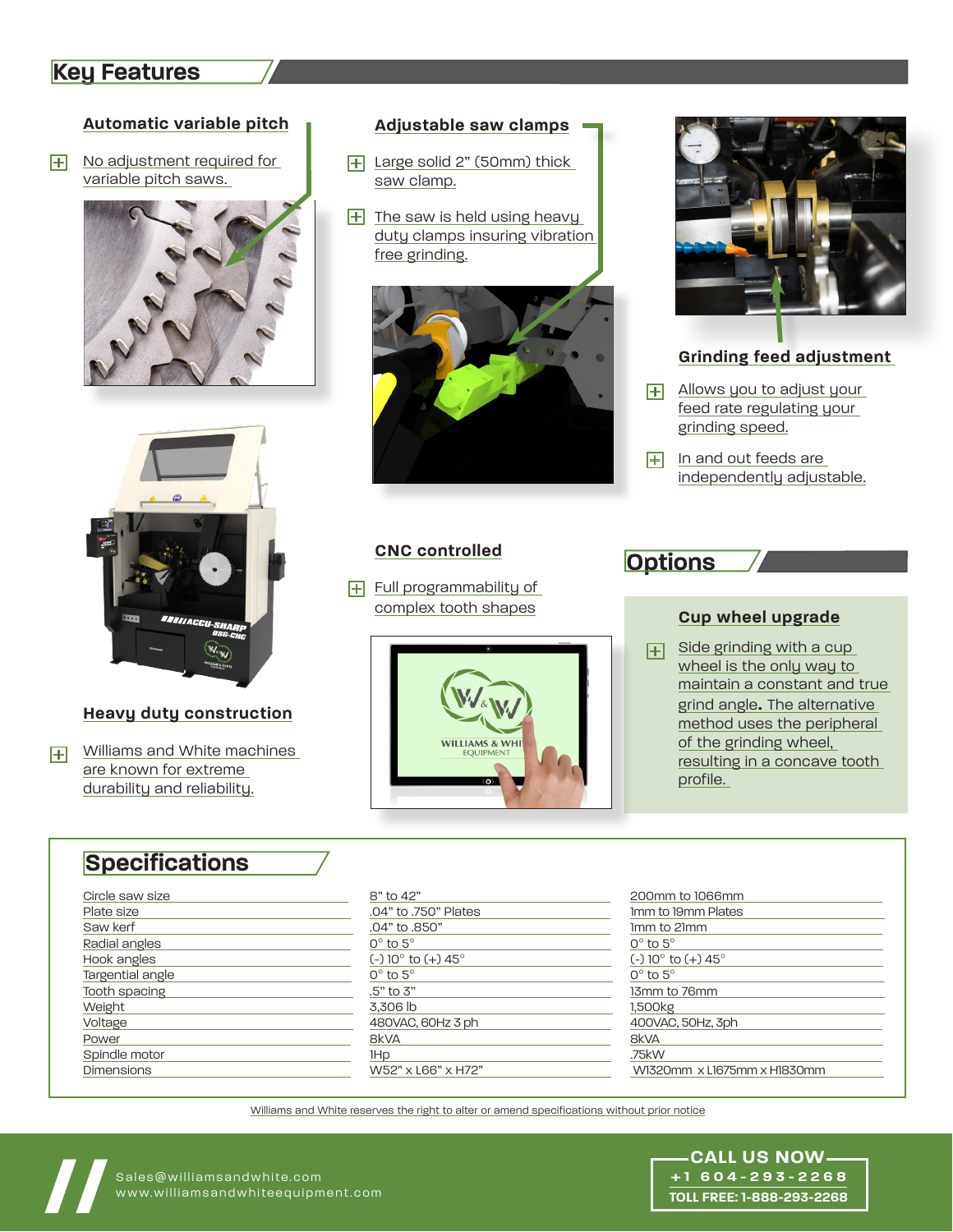## Key Features

### Automatic variable pitch

- No adjustment required for variable pitch saws.

### Adjustable saw clamps

- Large solid 2" (50mm) thick saw clamp.
- The saw is held using heavy duty clamps insuring vibration free grinding.

### Grinding feed adjustment

- Allows you to adjust your feed rate regulating your grinding speed.
- In and out feeds are independently adjustable.

### Heavy duty construction

- Williams and White machines are known for extreme durability and reliability.

### CNC controlled

- Full programmability of complex tooth shapes

WILLIAMS & WHI EQUIPMENT

## Options

### Cup wheel upgrade

- Side grinding with a cup wheel is the only way to maintain a constant and true grind angle. The alternative method uses the peripheral of the grinding wheel, resulting in a concave tooth profile.

## Specifications

| | | |
|---|---|---|
| Circle saw size | 8" to 42" | 200mm to 1066mm |
| Plate size | .04" to .750" Plates | 1mm to 19mm Plates |
| Saw kerf | .04" to .850" | 1mm to 21mm |
| Radial angles | 0° to 5° | 0° to 5° |
| Hook angles | (-) 10° to (+) 45° | (-) 10° to (+) 45° |
| Targential angle | 0° to 5° | 0° to 5° |
| Tooth spacing | .5" to 3" | 13mm to 76mm |
| Weight | 3,306 lb | 1,500kg |
| Voltage | 480VAC, 60Hz 3 ph | 400VAC, 50Hz, 3ph |
| Power | 8kVA | 8kVA |
| Spindle motor | 1Hp | .75kW |
| Dimensions | W52" x L66" x H72" | W1320mm x L1675mm x H1830mm |

Williams and White reserves the right to alter or amend specifications without prior notice

Sales@williamsandwhite.com
www.williamsandwhiteequipment.com

CALL US NOW
+1 604-293-2268
TOLL FREE: 1-888-293-2268